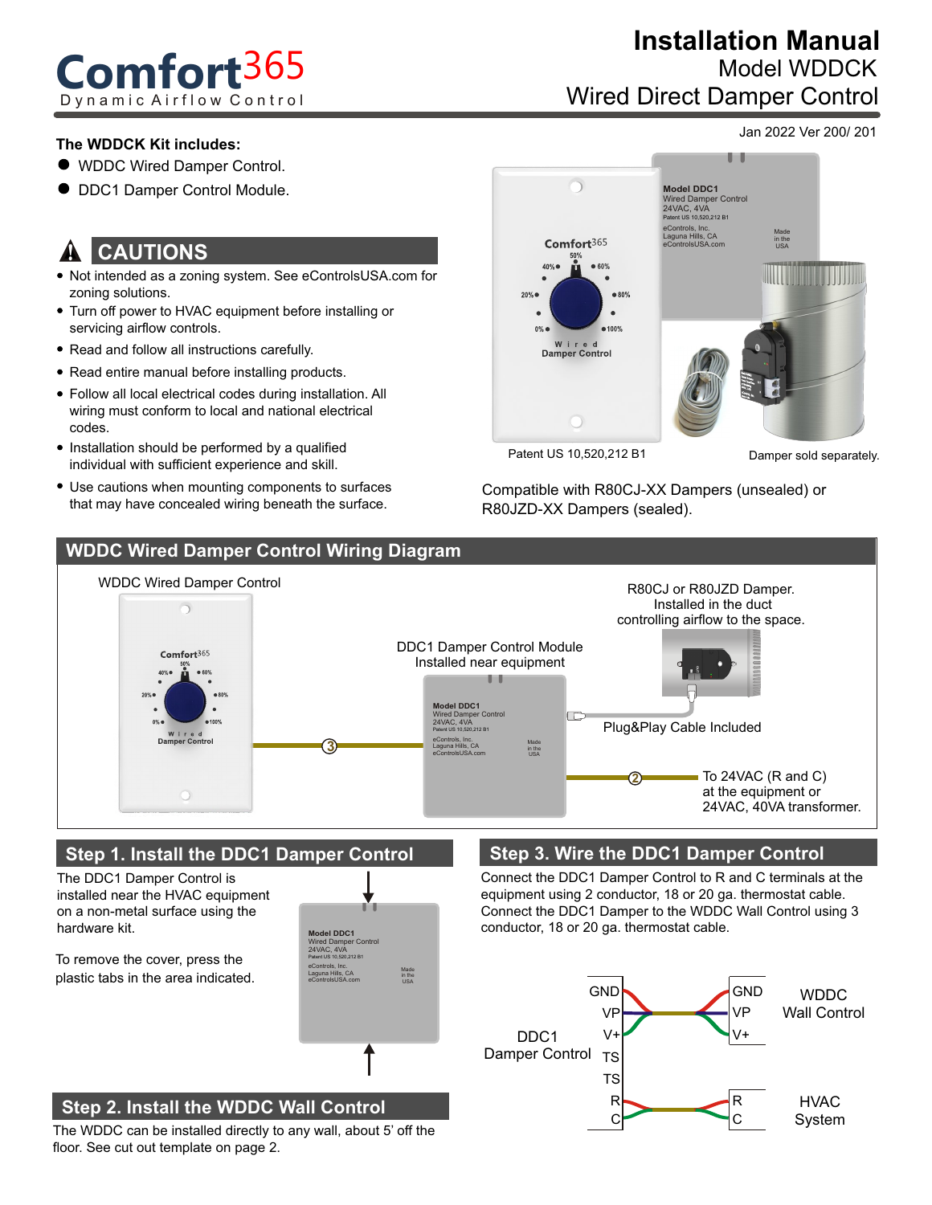# Comfort365

Dynamic Airflow Control

# Installation Manual

## Model WDDCK

## Wired Direct Damper Control

Jan 2022 Ver 200/ 201

**The WDDCK Kit includes:**

- WDDC Wired Damper Control.
- DDC1 Damper Control Module.

## CAUTIONS

- Not intended as a zoning system. See eControlsUSA.com for zoning solutions.
- Turn off power to HVAC equipment before installing or servicing airflow controls.
- Read and follow all instructions carefully.
- Read entire manual before installing products.
- Follow all local electrical codes during installation. All wiring must conform to local and national electrical codes.
- Installation should be performed by a qualified individual with sufficient experience and skill.
- Use cautions when mounting components to surfaces that may have concealed wiring beneath the surface.

Patent US 10,520,212 B1

Damper sold separately.

Compatible with R80CJ-XX Dampers (unsealed) or R80JZD-XX Dampers (sealed).

## WDDC Wired Damper Control Wiring Diagram

WDDC Wired Damper Control

DDC1 Damper Control Module Installed near equipment

R80CJ or R80JZD Damper. Installed in the duct controlling airflow to the space.

Plug&Play Cable Included

To 24VAC (R and C) at the equipment or 24VAC, 40VA transformer.

## Step 1. Install the DDC1 Damper Control

The DDC1 Damper Control is installed near the HVAC equipment on a non-metal surface using the hardware kit.

To remove the cover, press the plastic tabs in the area indicated.

## Step 2. Install the WDDC Wall Control

The WDDC can be installed directly to any wall, about 5' off the floor. See cut out template on page 2.

## Step 3. Wire the DDC1 Damper Control

Connect the DDC1 Damper Control to R and C terminals at the equipment using 2 conductor, 18 or 20 ga. thermostat cable. Connect the DDC1 Damper to the WDDC Wall Control using 3 conductor, 18 or 20 ga. thermostat cable.

| DDC1 Damper Control | | WDDC Wall Control / HVAC System |
|---|---|---|
| GND | → | GND (WDDC Wall Control) |
| VP | → | VP (WDDC Wall Control) |
| V+ | → | V+ (WDDC Wall Control) |
| TS | | |
| TS | | |
| R | → | R (HVAC System) |
| C | → | C (HVAC System) |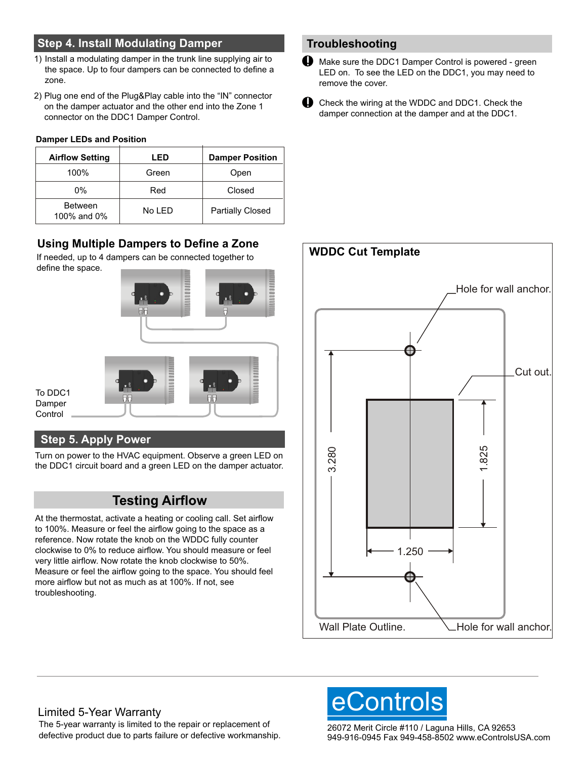## Step 4. Install Modulating Damper

1) Install a modulating damper in the trunk line supplying air to the space. Up to four dampers can be connected to define a zone.

2) Plug one end of the Plug&Play cable into the “IN” connector on the damper actuator and the other end into the Zone 1 connector on the DDC1 Damper Control.

**Damper LEDs and Position**

| Airflow Setting | LED | Damper Position |
|---|---|---|
| 100% | Green | Open |
| 0% | Red | Closed |
| Between 100% and 0% | No LED | Partially Closed |

### Using Multiple Dampers to Define a Zone

If needed, up to 4 dampers can be connected together to define the space.

To DDC1 Damper Control

## Step 5. Apply Power

Turn on power to the HVAC equipment. Observe a green LED on the DDC1 circuit board and a green LED on the damper actuator.

## Testing Airflow

At the thermostat, activate a heating or cooling call. Set airflow to 100%. Measure or feel the airflow going to the space as a reference. Now rotate the knob on the WDDC fully counter clockwise to 0% to reduce airflow. You should measure or feel very little airflow. Now rotate the knob clockwise to 50%. Measure or feel the airflow going to the space. You should feel more airflow but not as much as at 100%. If not, see troubleshooting.

## Troubleshooting

- Make sure the DDC1 Damper Control is powered - green LED on. To see the LED on the DDC1, you may need to remove the cover.
- Check the wiring at the WDDC and DDC1. Check the damper connection at the damper and at the DDC1.

### WDDC Cut Template

Hole for wall anchor.

Cut out.

3.280

1.825

1.250

Wall Plate Outline.

Hole for wall anchor.

---

Limited 5-Year Warranty

The 5-year warranty is limited to the repair or replacement of defective product due to parts failure or defective workmanship.

eControls

26072 Merit Circle #110 / Laguna Hills, CA 92653
949-916-0945 Fax 949-458-8502 www.eControlsUSA.com